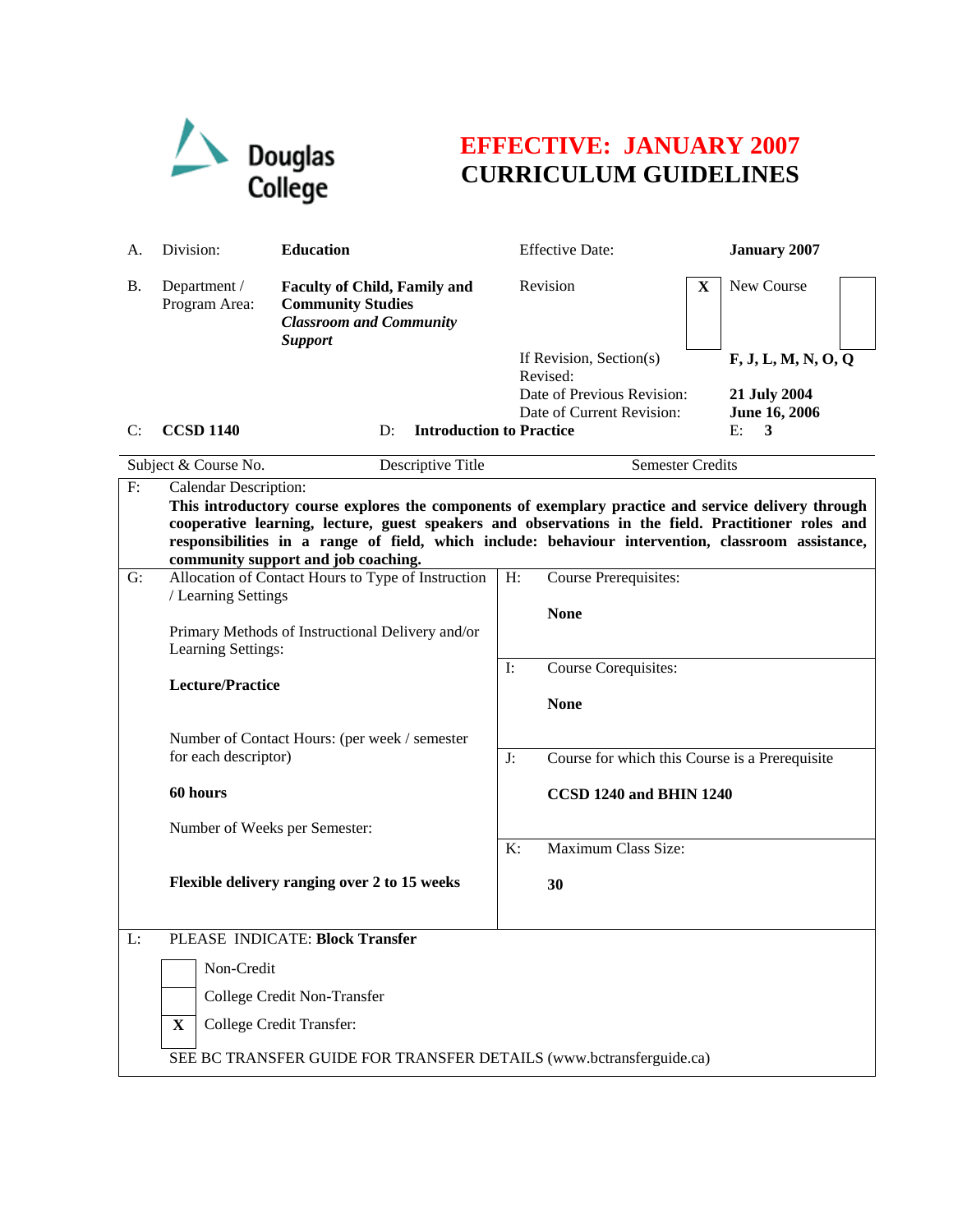Douglas College

# EFFECTIVE: JANUARY 2007
# CURRICULUM GUIDELINES

| | | | | |
|---|---|---|---|---|
| A. | Division: | **Education** | Effective Date: | **January 2007** |
| B. | Department / Program Area: | **Faculty of Child, Family and Community Studies** ***Classroom and Community Support*** | Revision **X** | New Course |
| | | | If Revision, Section(s) Revised: | **F, J, L, M, N, O, Q** |
| | | | Date of Previous Revision: | **21 July 2004** |
| | | | Date of Current Revision: | **June 16, 2006** |

| C: **CCSD 1140** | D: **Introduction to Practice** | E: **3** |
|---|---|---|
| Subject & Course No. | Descriptive Title | Semester Credits |

**F: Calendar Description:**

**This introductory course explores the components of exemplary practice and service delivery through cooperative learning, lecture, guest speakers and observations in the field. Practitioner roles and responsibilities in a range of field, which include: behaviour intervention, classroom assistance, community support and job coaching.**

**G: Allocation of Contact Hours to Type of Instruction / Learning Settings**

Primary Methods of Instructional Delivery and/or Learning Settings:

**Lecture/Practice**

Number of Contact Hours: (per week / semester for each descriptor)

**60 hours**

Number of Weeks per Semester:

**Flexible delivery ranging over 2 to 15 weeks**

**H: Course Prerequisites:**

**None**

**I: Course Corequisites:**

**None**

**J: Course for which this Course is a Prerequisite**

**CCSD 1240 and BHIN 1240**

**K: Maximum Class Size:**

**30**

**L: PLEASE INDICATE: Block Transfer**

- [ ] Non-Credit
- [ ] College Credit Non-Transfer
- [X] College Credit Transfer:

SEE BC TRANSFER GUIDE FOR TRANSFER DETAILS (www.bctransferguide.ca)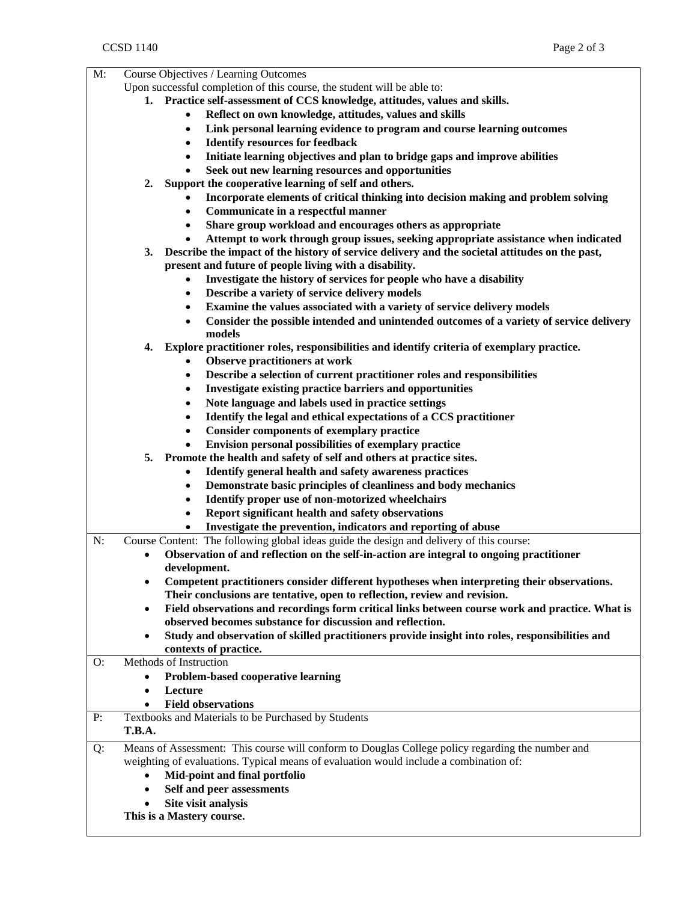M: Course Objectives / Learning Outcomes

Upon successful completion of this course, the student will be able to:

1. **Practice self-assessment of CCS knowledge, attitudes, values and skills.**
   - **Reflect on own knowledge, attitudes, values and skills**
   - **Link personal learning evidence to program and course learning outcomes**
   - **Identify resources for feedback**
   - **Initiate learning objectives and plan to bridge gaps and improve abilities**
   - **Seek out new learning resources and opportunities**
2. **Support the cooperative learning of self and others.**
   - **Incorporate elements of critical thinking into decision making and problem solving**
   - **Communicate in a respectful manner**
   - **Share group workload and encourages others as appropriate**
   - **Attempt to work through group issues, seeking appropriate assistance when indicated**
3. **Describe the impact of the history of service delivery and the societal attitudes on the past, present and future of people living with a disability.**
   - **Investigate the history of services for people who have a disability**
   - **Describe a variety of service delivery models**
   - **Examine the values associated with a variety of service delivery models**
   - **Consider the possible intended and unintended outcomes of a variety of service delivery models**
4. **Explore practitioner roles, responsibilities and identify criteria of exemplary practice.**
   - **Observe practitioners at work**
   - **Describe a selection of current practitioner roles and responsibilities**
   - **Investigate existing practice barriers and opportunities**
   - **Note language and labels used in practice settings**
   - **Identify the legal and ethical expectations of a CCS practitioner**
   - **Consider components of exemplary practice**
   - **Envision personal possibilities of exemplary practice**
5. **Promote the health and safety of self and others at practice sites.**
   - **Identify general health and safety awareness practices**
   - **Demonstrate basic principles of cleanliness and body mechanics**
   - **Identify proper use of non-motorized wheelchairs**
   - **Report significant health and safety observations**
   - **Investigate the prevention, indicators and reporting of abuse**

N: Course Content: The following global ideas guide the design and delivery of this course:

- **Observation of and reflection on the self-in-action are integral to ongoing practitioner development.**
- **Competent practitioners consider different hypotheses when interpreting their observations. Their conclusions are tentative, open to reflection, review and revision.**
- **Field observations and recordings form critical links between course work and practice. What is observed becomes substance for discussion and reflection.**
- **Study and observation of skilled practitioners provide insight into roles, responsibilities and contexts of practice.**

O: Methods of Instruction

- **Problem-based cooperative learning**
- **Lecture**
- **Field observations**

P: Textbooks and Materials to be Purchased by Students

**T.B.A.**

Q: Means of Assessment: This course will conform to Douglas College policy regarding the number and weighting of evaluations. Typical means of evaluation would include a combination of:

- **Mid-point and final portfolio**
- **Self and peer assessments**
- **Site visit analysis**

**This is a Mastery course.**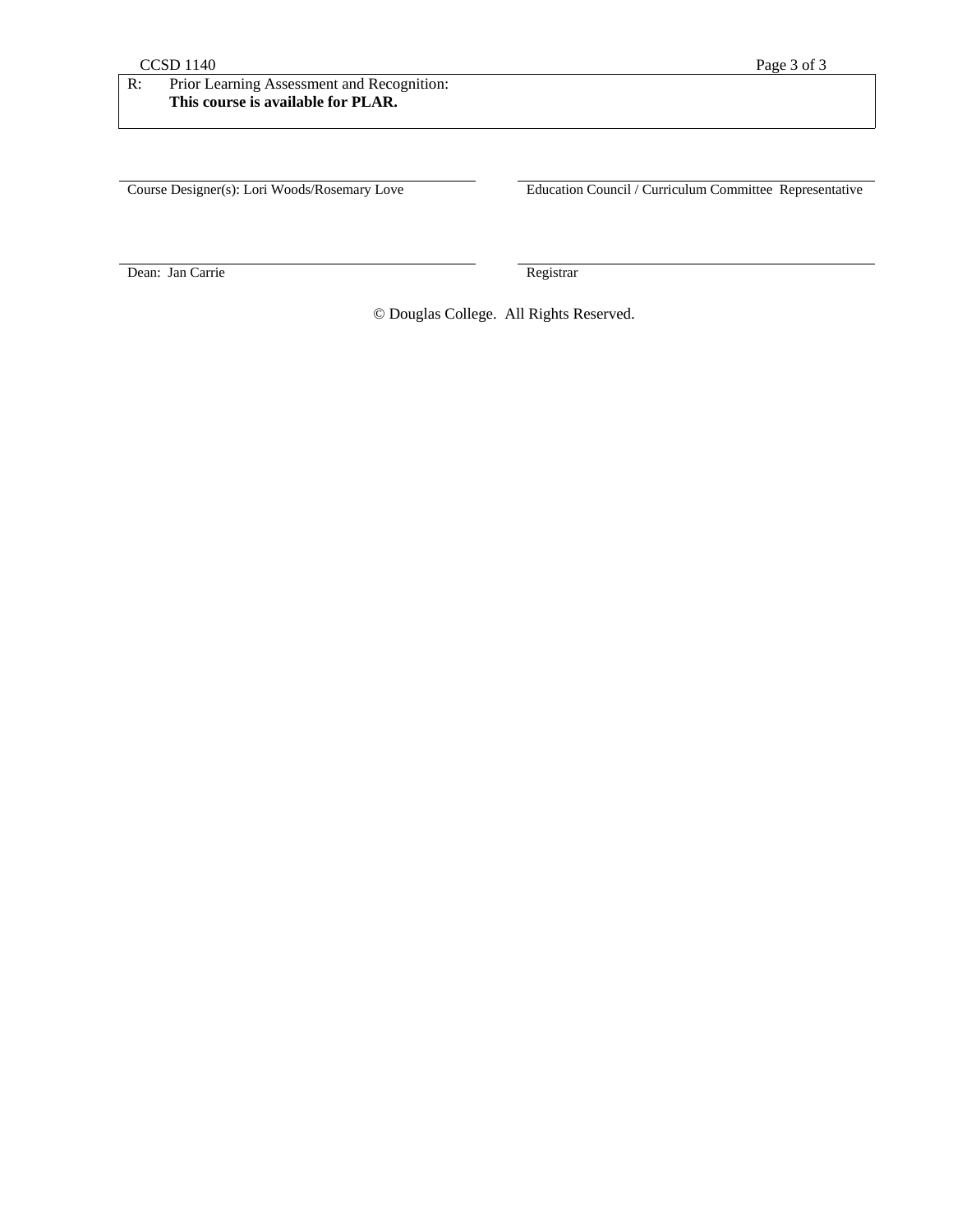| R: | Prior Learning Assessment and Recognition: **This course is available for PLAR.** |
|---|---|

Course Designer(s): Lori Woods/Rosemary Love

Education Council / Curriculum Committee Representative

Dean: Jan Carrie

Registrar

© Douglas College. All Rights Reserved.